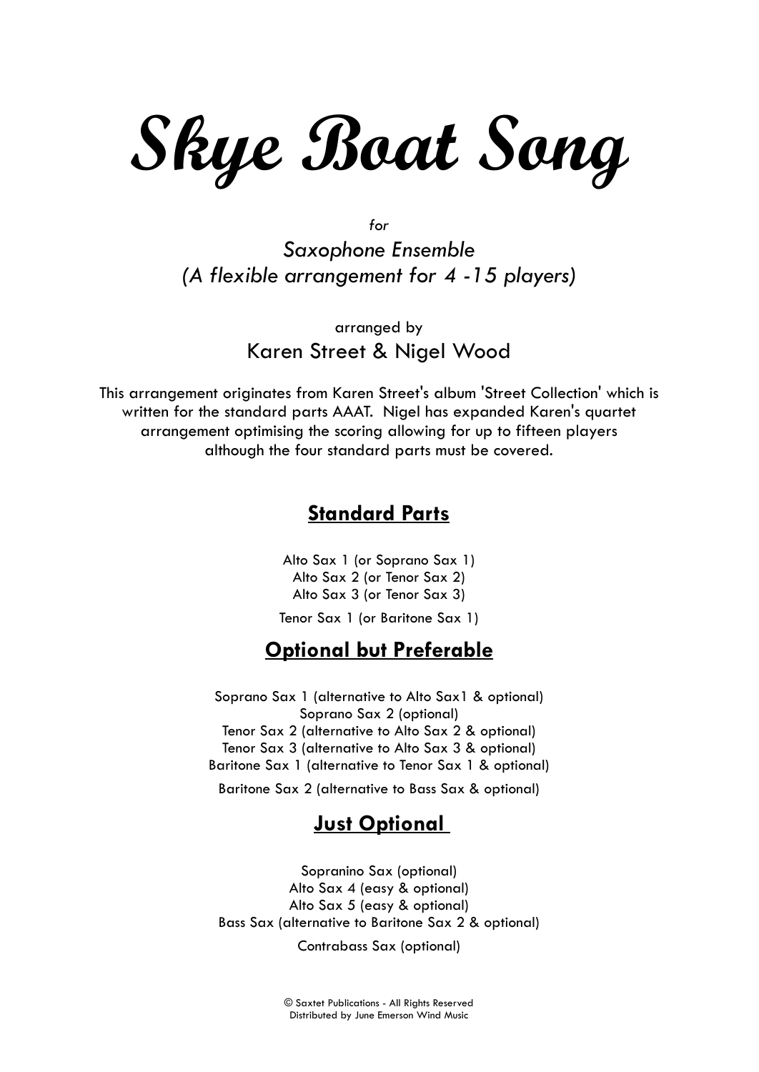# Skye Boat Song

*for*

*Saxophone Ensemble*
*(A flexible arrangement for 4 -15 players)*

arranged by
Karen Street & Nigel Wood

This arrangement originates from Karen Street's album 'Street Collection' which is written for the standard parts AAAT. Nigel has expanded Karen's quartet arrangement optimising the scoring allowing for up to fifteen players although the four standard parts must be covered.

## Standard Parts

Alto Sax 1 (or Soprano Sax 1)
Alto Sax 2 (or Tenor Sax 2)
Alto Sax 3 (or Tenor Sax 3)
Tenor Sax 1 (or Baritone Sax 1)

## Optional but Preferable

Soprano Sax 1 (alternative to Alto Sax1 & optional)
Soprano Sax 2 (optional)
Tenor Sax 2 (alternative to Alto Sax 2 & optional)
Tenor Sax 3 (alternative to Alto Sax 3 & optional)
Baritone Sax 1 (alternative to Tenor Sax 1 & optional)
Baritone Sax 2 (alternative to Bass Sax & optional)

## Just Optional

Sopranino Sax (optional)
Alto Sax 4 (easy & optional)
Alto Sax 5 (easy & optional)
Bass Sax (alternative to Baritone Sax 2 & optional)
Contrabass Sax (optional)

© Saxtet Publications - All Rights Reserved
Distributed by June Emerson Wind Music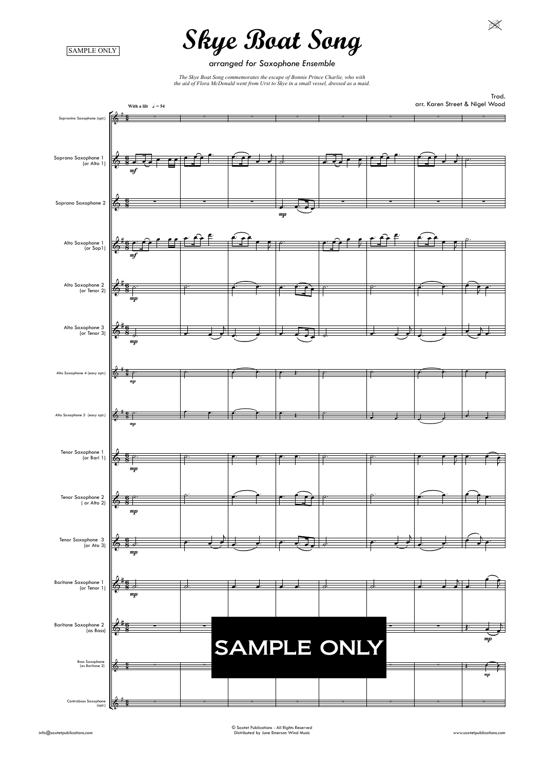SAMPLE ONLY

# Skye Boat Song

*arranged for Saxophone Ensemble*

*The Skye Boat Song commemorates the escape of Bonnie Prince Charlie, who with the aid of Flora McDonald went from Urst to Skye in a small vessel, dressed as a maid.*

Trad.
arr. Karen Street & Nigel Wood

**With a lilt** ♩ = 54

Sopranino Saxophone (opt.)

Soprano Saxophone 1 (or Alto 1)

Soprano Saxophone 2

Alto Saxophone 1 (or Sop1)

Alto Saxophone 2 (or Tenor 2)

Alto Saxophone 3 (or Tenor 3)

Alto Saxophone 4 (easy opt.)

Alto Saxophone 5 (easy opt.)

Tenor Saxophone 1 (or Bari 1)

Tenor Saxophone 2 ( or Alto 2)

Tenor Saxophone 3 (or Ato 3)

Baritone Saxophone 1 (or Tenor 1)

Baritone Saxophone 2 (as Bass)

Bass Saxophone (as Baritone 2)

Contrabass Saxophone (opt.)

SAMPLE ONLY

info@saxtetpublications.com

© Saxtet Publications - All Rights Reserved
Distributed by June Emerson Wind Music

www.saxtetpublications.com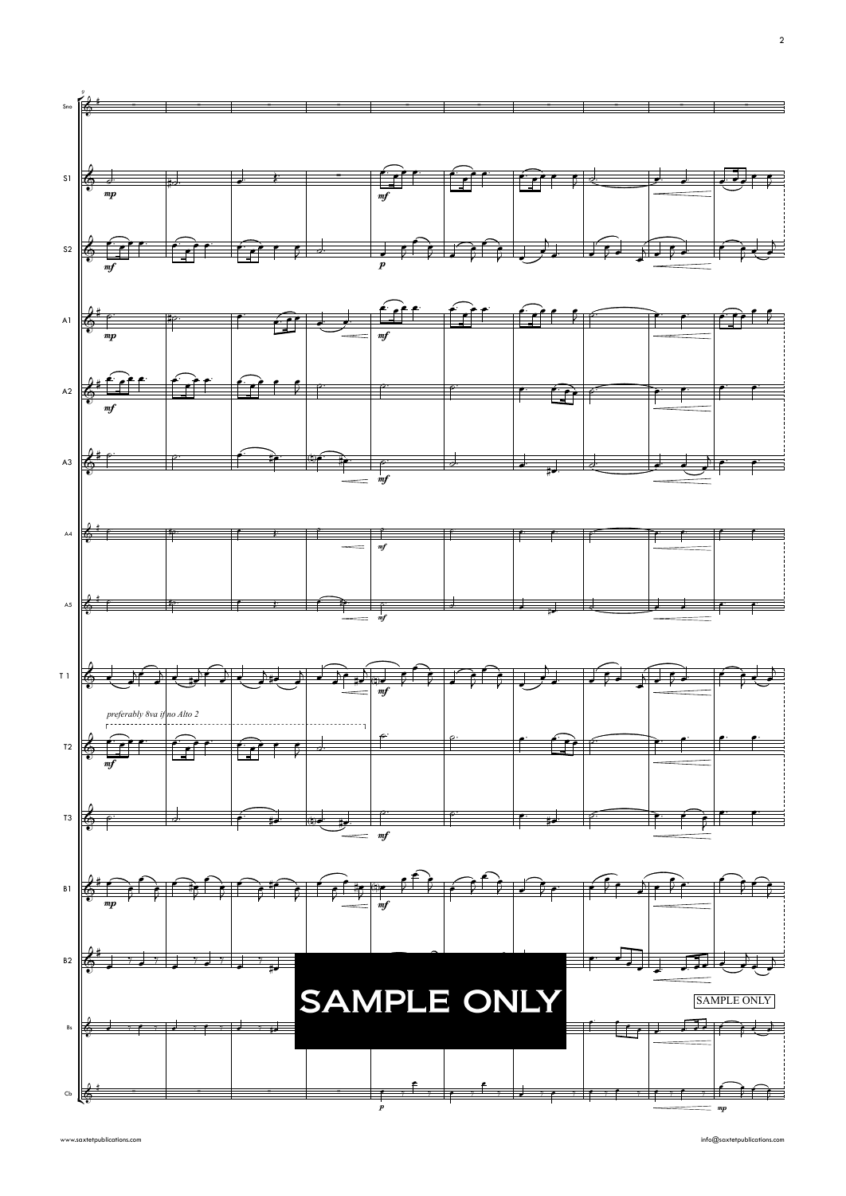*preferably 8va if no Alto 2*

SAMPLE ONLY